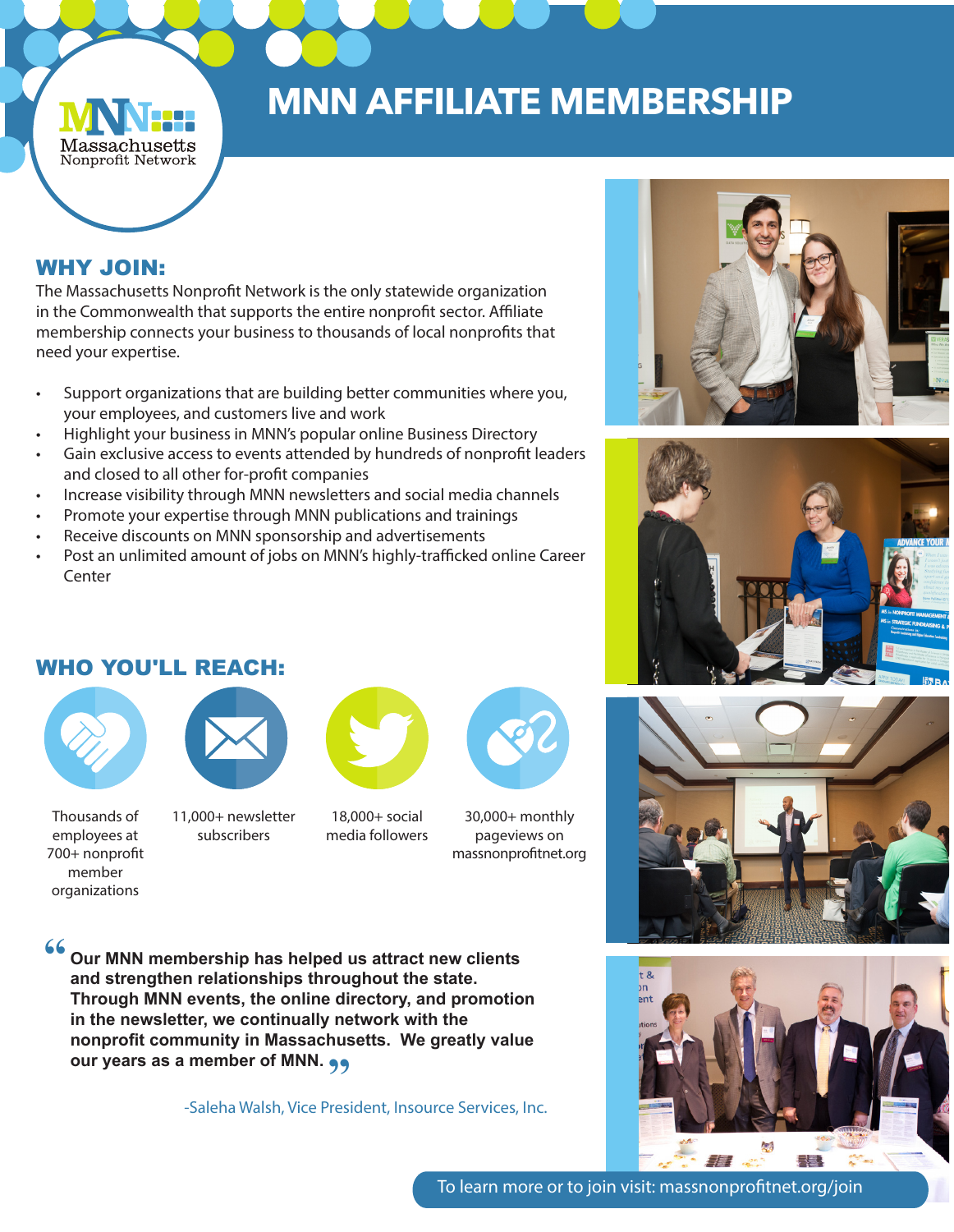Massachusetts Nonprofit Network

# MNN AFFILIATE MEMBERSHIP

## WHY JOIN:

The Massachusetts Nonprofit Network is the only statewide organization in the Commonwealth that supports the entire nonprofit sector. Affiliate membership connects your business to thousands of local nonprofits that need your expertise.

- Support organizations that are building better communities where you, your employees, and customers live and work
- Highlight your business in MNN's popular online Business Directory
- Gain exclusive access to events attended by hundreds of nonprofit leaders and closed to all other for-profit companies
- Increase visibility through MNN newsletters and social media channels
- Promote your expertise through MNN publications and trainings
- Receive discounts on MNN sponsorship and advertisements
- Post an unlimited amount of jobs on MNN's highly-trafficked online Career Center

## WHO YOU'LL REACH:

- Thousands of employees at 700+ nonprofit member organizations
- 11,000+ newsletter subscribers
- 18,000+ social media followers
- 30,000+ monthly pageviews on massnonprofitnet.org

> **"Our MNN membership has helped us attract new clients and strengthen relationships throughout the state. Through MNN events, the online directory, and promotion in the newsletter, we continually network with the nonprofit community in Massachusetts. We greatly value our years as a member of MNN."**
>
> -Saleha Walsh, Vice President, Insource Services, Inc.

To learn more or to join visit: massnonprofitnet.org/join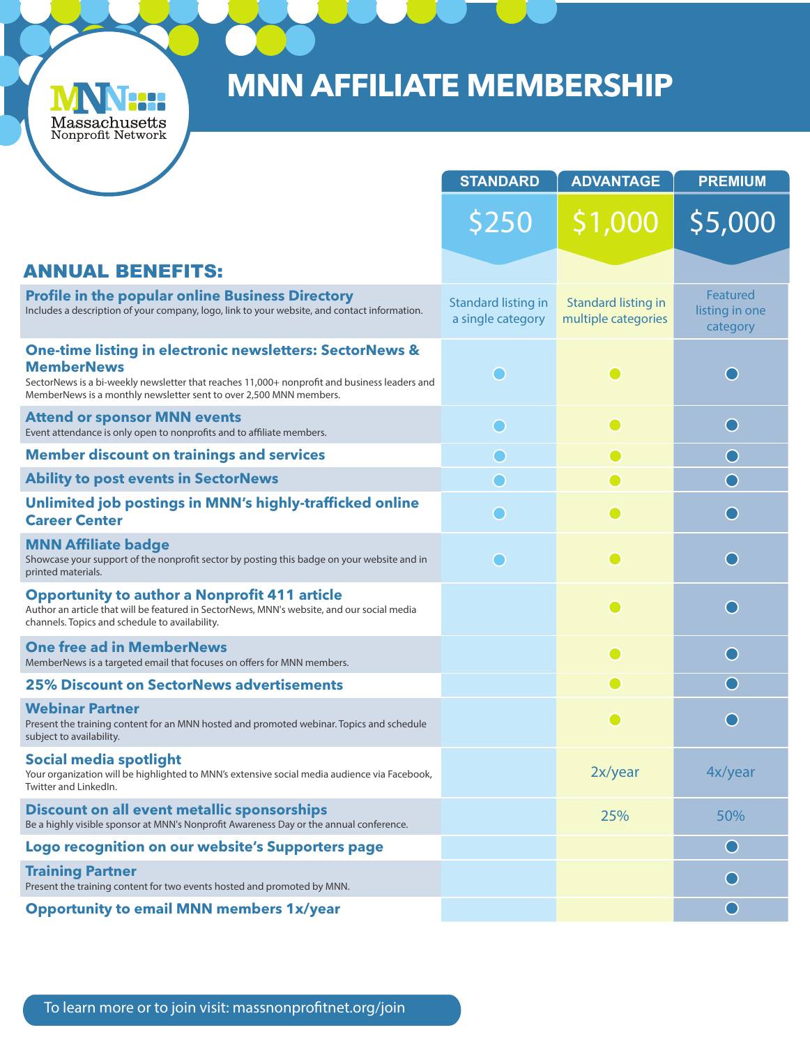Massachusetts Nonprofit Network

# MNN AFFILIATE MEMBERSHIP

## ANNUAL BENEFITS:

| | STANDARD $250 | ADVANTAGE $1,000 | PREMIUM $5,000 |
|---|---|---|---|
| **Profile in the popular online Business Directory** Includes a description of your company, logo, link to your website, and contact information. | Standard listing in a single category | Standard listing in multiple categories | Featured listing in one category |
| **One-time listing in electronic newsletters: SectorNews & MemberNews** SectorNews is a bi-weekly newsletter that reaches 11,000+ nonprofit and business leaders and MemberNews is a monthly newsletter sent to over 2,500 MNN members. | ● | ● | ● |
| **Attend or sponsor MNN events** Event attendance is only open to nonprofits and to affiliate members. | ● | ● | ● |
| **Member discount on trainings and services** | ● | ● | ● |
| **Ability to post events in SectorNews** | ● | ● | ● |
| **Unlimited job postings in MNN's highly-trafficked online Career Center** | ● | ● | ● |
| **MNN Affiliate badge** Showcase your support of the nonprofit sector by posting this badge on your website and in printed materials. | ● | ● | ● |
| **Opportunity to author a Nonprofit 411 article** Author an article that will be featured in SectorNews, MNN's website, and our social media channels. Topics and schedule to availability. | | ● | ● |
| **One free ad in MemberNews** MemberNews is a targeted email that focuses on offers for MNN members. | | ● | ● |
| **25% Discount on SectorNews advertisements** | | ● | ● |
| **Webinar Partner** Present the training content for an MNN hosted and promoted webinar. Topics and schedule subject to availability. | | ● | ● |
| **Social media spotlight** Your organization will be highlighted to MNN's extensive social media audience via Facebook, Twitter and LinkedIn. | | 2x/year | 4x/year |
| **Discount on all event metallic sponsorships** Be a highly visible sponsor at MNN's Nonprofit Awareness Day or the annual conference. | | 25% | 50% |
| **Logo recognition on our website's Supporters page** | | | ● |
| **Training Partner** Present the training content for two events hosted and promoted by MNN. | | | ● |
| **Opportunity to email MNN members 1x/year** | | | ● |

To learn more or to join visit: massnonprofitnet.org/join